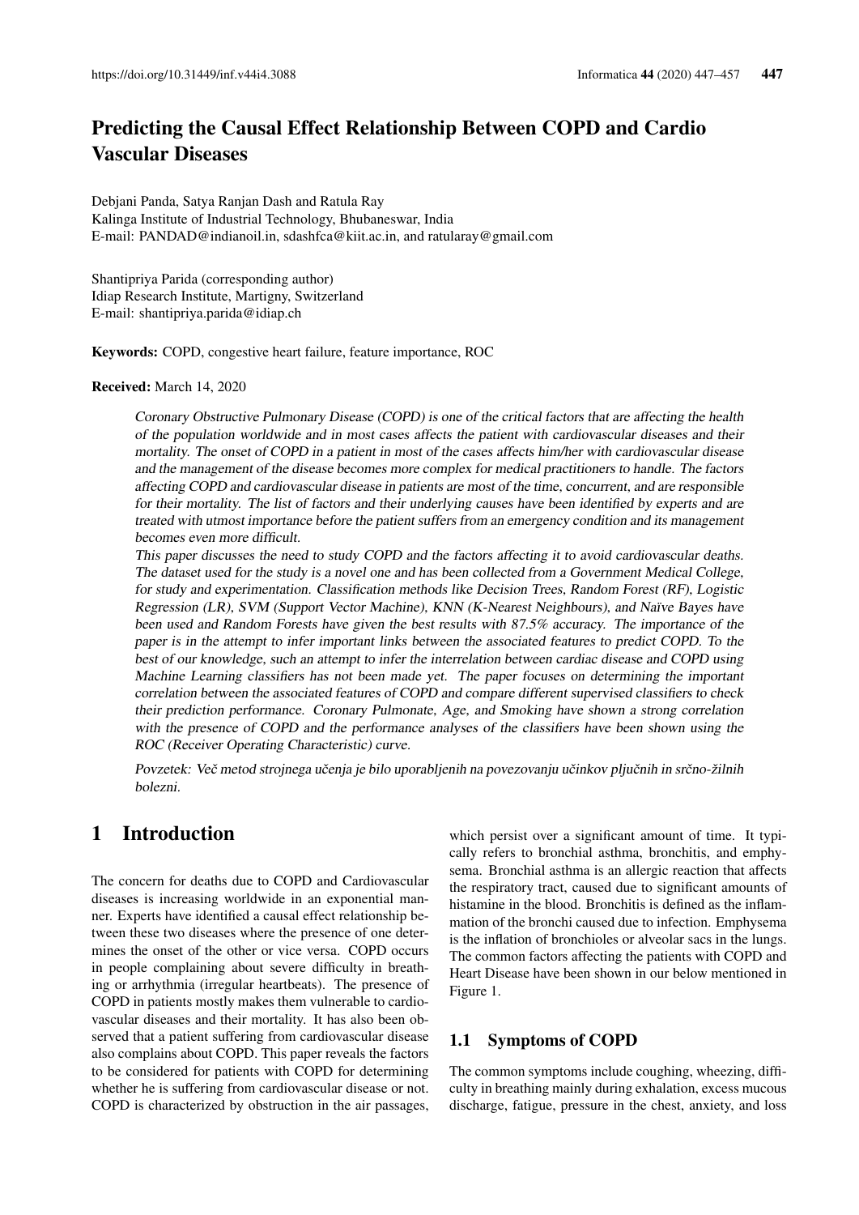# Predicting the Causal Effect Relationship Between COPD and Cardio Vascular Diseases

Debjani Panda, Satya Ranjan Dash and Ratula Ray
Kalinga Institute of Industrial Technology, Bhubaneswar, India
E-mail: PANDAD@indianoil.in, sdashfca@kiit.ac.in, and ratularay@gmail.com

Shantipriya Parida (corresponding author)
Idiap Research Institute, Martigny, Switzerland
E-mail: shantipriya.parida@idiap.ch

**Keywords:** COPD, congestive heart failure, feature importance, ROC

**Received:** March 14, 2020

*Coronary Obstructive Pulmonary Disease (COPD) is one of the critical factors that are affecting the health of the population worldwide and in most cases affects the patient with cardiovascular diseases and their mortality. The onset of COPD in a patient in most of the cases affects him/her with cardiovascular disease and the management of the disease becomes more complex for medical practitioners to handle. The factors affecting COPD and cardiovascular disease in patients are most of the time, concurrent, and are responsible for their mortality. The list of factors and their underlying causes have been identified by experts and are treated with utmost importance before the patient suffers from an emergency condition and its management becomes even more difficult.*

*This paper discusses the need to study COPD and the factors affecting it to avoid cardiovascular deaths. The dataset used for the study is a novel one and has been collected from a Government Medical College, for study and experimentation. Classification methods like Decision Trees, Random Forest (RF), Logistic Regression (LR), SVM (Support Vector Machine), KNN (K-Nearest Neighbours), and Naïve Bayes have been used and Random Forests have given the best results with 87.5% accuracy. The importance of the paper is in the attempt to infer important links between the associated features to predict COPD. To the best of our knowledge, such an attempt to infer the interrelation between cardiac disease and COPD using Machine Learning classifiers has not been made yet. The paper focuses on determining the important correlation between the associated features of COPD and compare different supervised classifiers to check their prediction performance. Coronary Pulmonate, Age, and Smoking have shown a strong correlation with the presence of COPD and the performance analyses of the classifiers have been shown using the ROC (Receiver Operating Characteristic) curve.*

*Povzetek: Več metod strojnega učenja je bilo uporabljenih na povezovanju učinkov pljučnih in srčno-žilnih bolezni.*

## 1 Introduction

The concern for deaths due to COPD and Cardiovascular diseases is increasing worldwide in an exponential manner. Experts have identified a causal effect relationship between these two diseases where the presence of one determines the onset of the other or vice versa. COPD occurs in people complaining about severe difficulty in breathing or arrhythmia (irregular heartbeats). The presence of COPD in patients mostly makes them vulnerable to cardiovascular diseases and their mortality. It has also been observed that a patient suffering from cardiovascular disease also complains about COPD. This paper reveals the factors to be considered for patients with COPD for determining whether he is suffering from cardiovascular disease or not. COPD is characterized by obstruction in the air passages, which persist over a significant amount of time. It typically refers to bronchial asthma, bronchitis, and emphysema. Bronchial asthma is an allergic reaction that affects the respiratory tract, caused due to significant amounts of histamine in the blood. Bronchitis is defined as the inflammation of the bronchi caused due to infection. Emphysema is the inflation of bronchioles or alveolar sacs in the lungs. The common factors affecting the patients with COPD and Heart Disease have been shown in our below mentioned in Figure 1.

### 1.1 Symptoms of COPD

The common symptoms include coughing, wheezing, difficulty in breathing mainly during exhalation, excess mucous discharge, fatigue, pressure in the chest, anxiety, and loss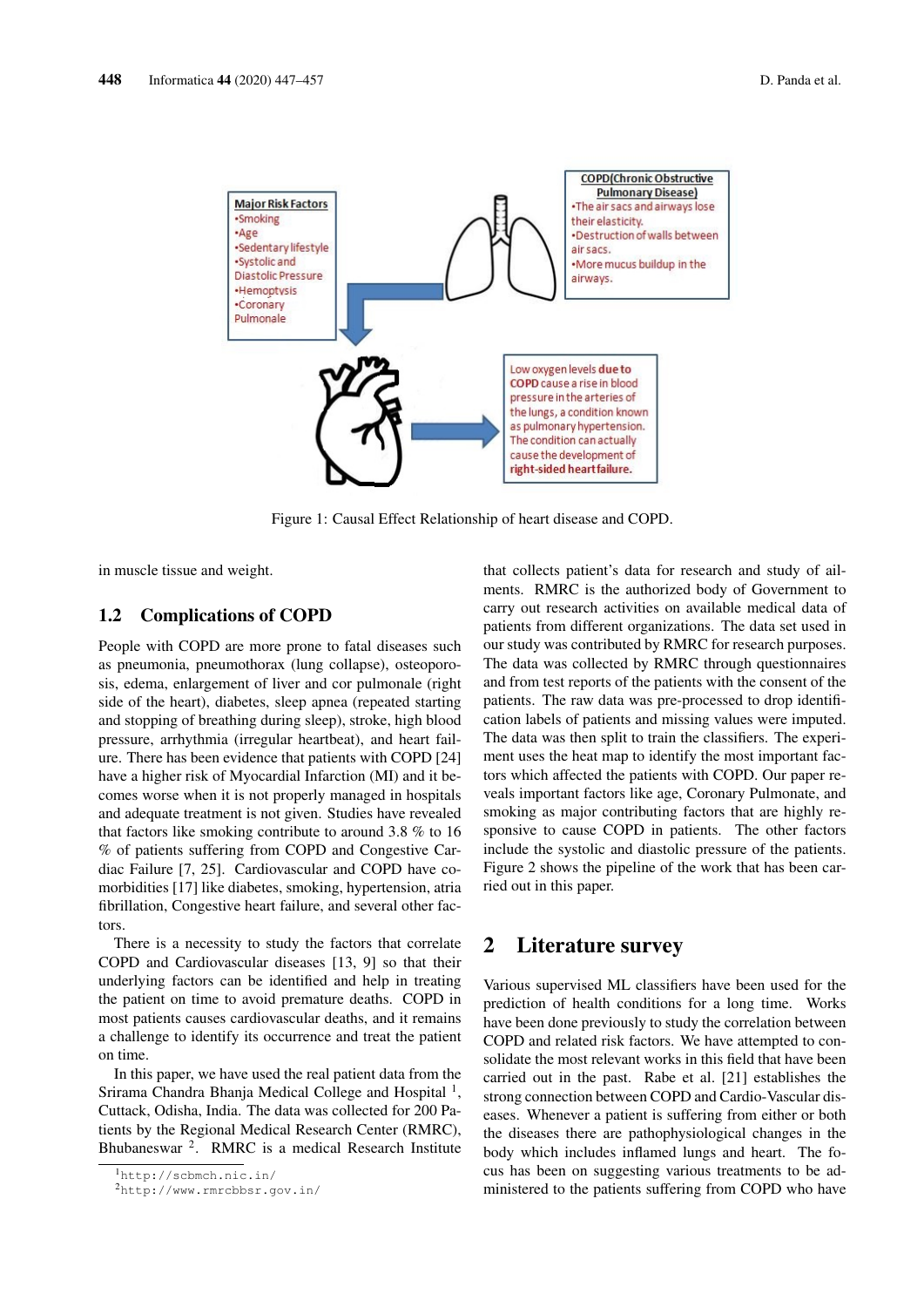Figure 1: Causal Effect Relationship of heart disease and COPD.

in muscle tissue and weight.

### 1.2 Complications of COPD

People with COPD are more prone to fatal diseases such as pneumonia, pneumothorax (lung collapse), osteoporosis, edema, enlargement of liver and cor pulmonale (right side of the heart), diabetes, sleep apnea (repeated starting and stopping of breathing during sleep), stroke, high blood pressure, arrhythmia (irregular heartbeat), and heart failure. There has been evidence that patients with COPD [24] have a higher risk of Myocardial Infarction (MI) and it becomes worse when it is not properly managed in hospitals and adequate treatment is not given. Studies have revealed that factors like smoking contribute to around 3.8 % to 16 % of patients suffering from COPD and Congestive Cardiac Failure [7, 25]. Cardiovascular and COPD have comorbidities [17] like diabetes, smoking, hypertension, atria fibrillation, Congestive heart failure, and several other factors.

There is a necessity to study the factors that correlate COPD and Cardiovascular diseases [13, 9] so that their underlying factors can be identified and help in treating the patient on time to avoid premature deaths. COPD in most patients causes cardiovascular deaths, and it remains a challenge to identify its occurrence and treat the patient on time.

In this paper, we have used the real patient data from the Srirama Chandra Bhanja Medical College and Hospital [1], Cuttack, Odisha, India. The data was collected for 200 Patients by the Regional Medical Research Center (RMRC), Bhubaneswar [2]. RMRC is a medical Research Institute that collects patient's data for research and study of ailments. RMRC is the authorized body of Government to carry out research activities on available medical data of patients from different organizations. The data set used in our study was contributed by RMRC for research purposes. The data was collected by RMRC through questionnaires and from test reports of the patients with the consent of the patients. The raw data was pre-processed to drop identification labels of patients and missing values were imputed. The data was then split to train the classifiers. The experiment uses the heat map to identify the most important factors which affected the patients with COPD. Our paper reveals important factors like age, Coronary Pulmonate, and smoking as major contributing factors that are highly responsive to cause COPD in patients. The other factors include the systolic and diastolic pressure of the patients. Figure 2 shows the pipeline of the work that has been carried out in this paper.

[1] http://scbmch.nic.in/

[2] http://www.rmrcbbsr.gov.in/

## 2 Literature survey

Various supervised ML classifiers have been used for the prediction of health conditions for a long time. Works have been done previously to study the correlation between COPD and related risk factors. We have attempted to consolidate the most relevant works in this field that have been carried out in the past. Rabe et al. [21] establishes the strong connection between COPD and Cardio-Vascular diseases. Whenever a patient is suffering from either or both the diseases there are pathophysiological changes in the body which includes inflamed lungs and heart. The focus has been on suggesting various treatments to be administered to the patients suffering from COPD who have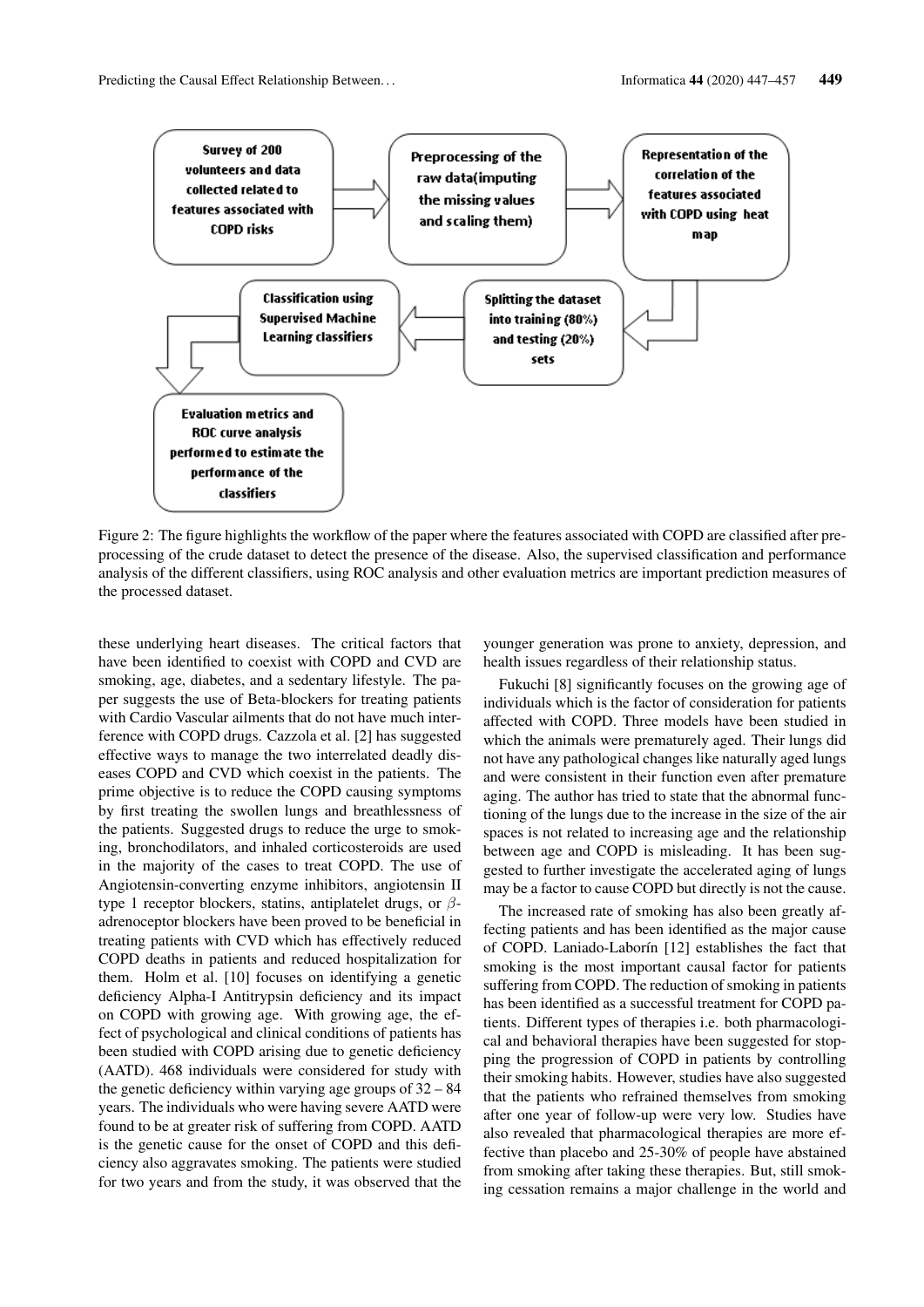Survey of 200 volunteers and data collected related to features associated with COPD risks

Preprocessing of the raw data(imputing the missing values and scaling them)

Representation of the correlation of the features associated with COPD using heat map

Splitting the dataset into training (80%) and testing (20%) sets

Classification using Supervised Machine Learning classifiers

Evaluation metrics and ROC curve analysis performed to estimate the performance of the classifiers

Figure 2: The figure highlights the workflow of the paper where the features associated with COPD are classified after preprocessing of the crude dataset to detect the presence of the disease. Also, the supervised classification and performance analysis of the different classifiers, using ROC analysis and other evaluation metrics are important prediction measures of the processed dataset.

these underlying heart diseases. The critical factors that have been identified to coexist with COPD and CVD are smoking, age, diabetes, and a sedentary lifestyle. The paper suggests the use of Beta-blockers for treating patients with Cardio Vascular ailments that do not have much interference with COPD drugs. Cazzola et al. [2] has suggested effective ways to manage the two interrelated deadly diseases COPD and CVD which coexist in the patients. The prime objective is to reduce the COPD causing symptoms by first treating the swollen lungs and breathlessness of the patients. Suggested drugs to reduce the urge to smoking, bronchodilators, and inhaled corticosteroids are used in the majority of the cases to treat COPD. The use of Angiotensin-converting enzyme inhibitors, angiotensin II type 1 receptor blockers, statins, antiplatelet drugs, or $\beta$-adrenoceptor blockers have been proved to be beneficial in treating patients with CVD which has effectively reduced COPD deaths in patients and reduced hospitalization for them. Holm et al. [10] focuses on identifying a genetic deficiency Alpha-I Antitrypsin deficiency and its impact on COPD with growing age. With growing age, the effect of psychological and clinical conditions of patients has been studied with COPD arising due to genetic deficiency (AATD). 468 individuals were considered for study with the genetic deficiency within varying age groups of 32 – 84 years. The individuals who were having severe AATD were found to be at greater risk of suffering from COPD. AATD is the genetic cause for the onset of COPD and this deficiency also aggravates smoking. The patients were studied for two years and from the study, it was observed that the younger generation was prone to anxiety, depression, and health issues regardless of their relationship status.

Fukuchi [8] significantly focuses on the growing age of individuals which is the factor of consideration for patients affected with COPD. Three models have been studied in which the animals were prematurely aged. Their lungs did not have any pathological changes like naturally aged lungs and were consistent in their function even after premature aging. The author has tried to state that the abnormal functioning of the lungs due to the increase in the size of the air spaces is not related to increasing age and the relationship between age and COPD is misleading. It has been suggested to further investigate the accelerated aging of lungs may be a factor to cause COPD but directly is not the cause.

The increased rate of smoking has also been greatly affecting patients and has been identified as the major cause of COPD. Laniado-Laborín [12] establishes the fact that smoking is the most important causal factor for patients suffering from COPD. The reduction of smoking in patients has been identified as a successful treatment for COPD patients. Different types of therapies i.e. both pharmacological and behavioral therapies have been suggested for stopping the progression of COPD in patients by controlling their smoking habits. However, studies have also suggested that the patients who refrained themselves from smoking after one year of follow-up were very low. Studies have also revealed that pharmacological therapies are more effective than placebo and 25-30% of people have abstained from smoking after taking these therapies. But, still smoking cessation remains a major challenge in the world and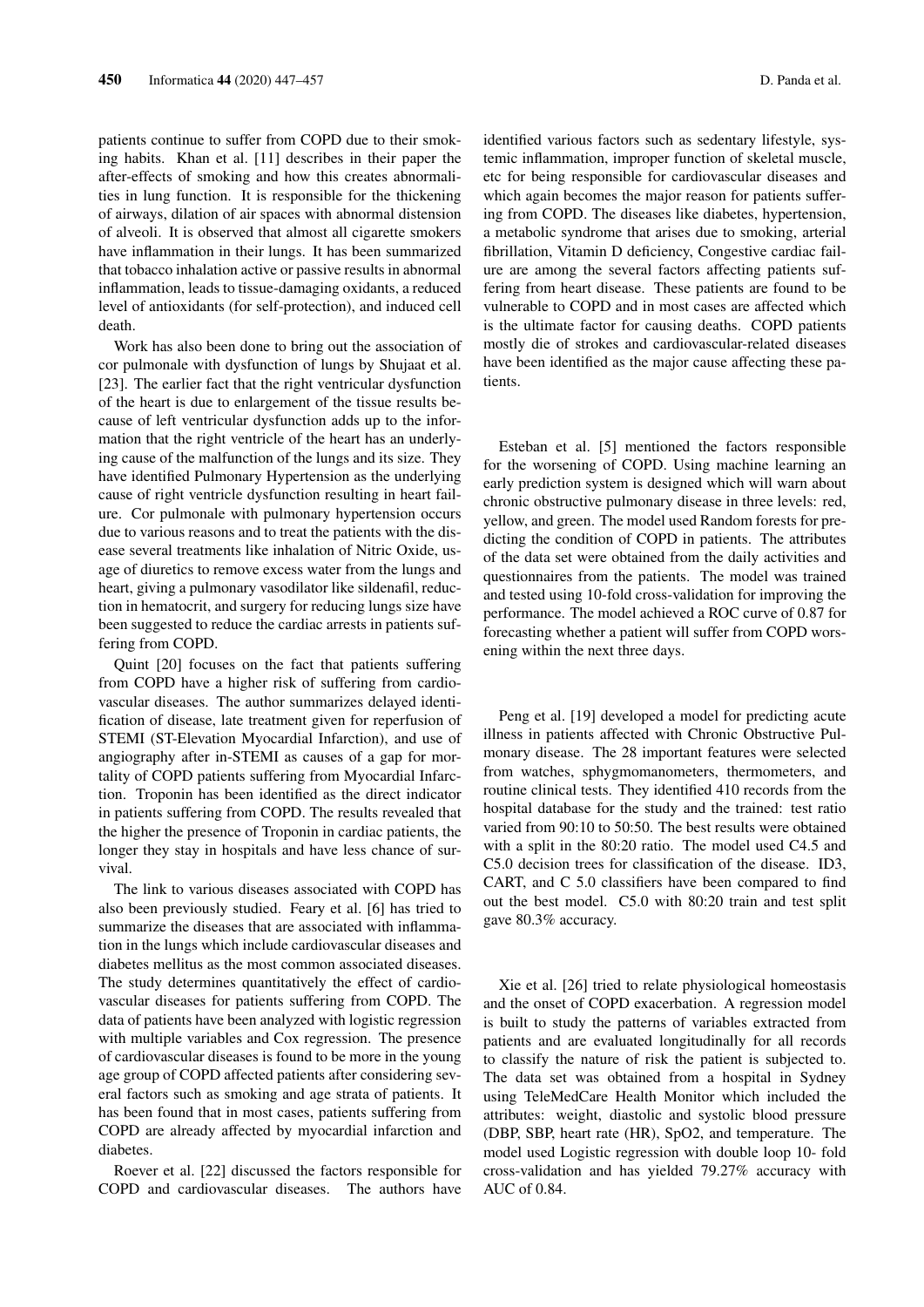patients continue to suffer from COPD due to their smoking habits. Khan et al. [11] describes in their paper the after-effects of smoking and how this creates abnormalities in lung function. It is responsible for the thickening of airways, dilation of air spaces with abnormal distension of alveoli. It is observed that almost all cigarette smokers have inflammation in their lungs. It has been summarized that tobacco inhalation active or passive results in abnormal inflammation, leads to tissue-damaging oxidants, a reduced level of antioxidants (for self-protection), and induced cell death.

Work has also been done to bring out the association of cor pulmonale with dysfunction of lungs by Shujaat et al. [23]. The earlier fact that the right ventricular dysfunction of the heart is due to enlargement of the tissue results because of left ventricular dysfunction adds up to the information that the right ventricle of the heart has an underlying cause of the malfunction of the lungs and its size. They have identified Pulmonary Hypertension as the underlying cause of right ventricle dysfunction resulting in heart failure. Cor pulmonale with pulmonary hypertension occurs due to various reasons and to treat the patients with the disease several treatments like inhalation of Nitric Oxide, usage of diuretics to remove excess water from the lungs and heart, giving a pulmonary vasodilator like sildenafil, reduction in hematocrit, and surgery for reducing lungs size have been suggested to reduce the cardiac arrests in patients suffering from COPD.

Quint [20] focuses on the fact that patients suffering from COPD have a higher risk of suffering from cardiovascular diseases. The author summarizes delayed identification of disease, late treatment given for reperfusion of STEMI (ST-Elevation Myocardial Infarction), and use of angiography after in-STEMI as causes of a gap for mortality of COPD patients suffering from Myocardial Infarction. Troponin has been identified as the direct indicator in patients suffering from COPD. The results revealed that the higher the presence of Troponin in cardiac patients, the longer they stay in hospitals and have less chance of survival.

The link to various diseases associated with COPD has also been previously studied. Feary et al. [6] has tried to summarize the diseases that are associated with inflammation in the lungs which include cardiovascular diseases and diabetes mellitus as the most common associated diseases. The study determines quantitatively the effect of cardiovascular diseases for patients suffering from COPD. The data of patients have been analyzed with logistic regression with multiple variables and Cox regression. The presence of cardiovascular diseases is found to be more in the young age group of COPD affected patients after considering several factors such as smoking and age strata of patients. It has been found that in most cases, patients suffering from COPD are already affected by myocardial infarction and diabetes.

Roever et al. [22] discussed the factors responsible for COPD and cardiovascular diseases. The authors have identified various factors such as sedentary lifestyle, systemic inflammation, improper function of skeletal muscle, etc for being responsible for cardiovascular diseases and which again becomes the major reason for patients suffering from COPD. The diseases like diabetes, hypertension, a metabolic syndrome that arises due to smoking, arterial fibrillation, Vitamin D deficiency, Congestive cardiac failure are among the several factors affecting patients suffering from heart disease. These patients are found to be vulnerable to COPD and in most cases are affected which is the ultimate factor for causing deaths. COPD patients mostly die of strokes and cardiovascular-related diseases have been identified as the major cause affecting these patients.

Esteban et al. [5] mentioned the factors responsible for the worsening of COPD. Using machine learning an early prediction system is designed which will warn about chronic obstructive pulmonary disease in three levels: red, yellow, and green. The model used Random forests for predicting the condition of COPD in patients. The attributes of the data set were obtained from the daily activities and questionnaires from the patients. The model was trained and tested using 10-fold cross-validation for improving the performance. The model achieved a ROC curve of 0.87 for forecasting whether a patient will suffer from COPD worsening within the next three days.

Peng et al. [19] developed a model for predicting acute illness in patients affected with Chronic Obstructive Pulmonary disease. The 28 important features were selected from watches, sphygmomanometers, thermometers, and routine clinical tests. They identified 410 records from the hospital database for the study and the trained: test ratio varied from 90:10 to 50:50. The best results were obtained with a split in the 80:20 ratio. The model used C4.5 and C5.0 decision trees for classification of the disease. ID3, CART, and C 5.0 classifiers have been compared to find out the best model. C5.0 with 80:20 train and test split gave 80.3% accuracy.

Xie et al. [26] tried to relate physiological homeostasis and the onset of COPD exacerbation. A regression model is built to study the patterns of variables extracted from patients and are evaluated longitudinally for all records to classify the nature of risk the patient is subjected to. The data set was obtained from a hospital in Sydney using TeleMedCare Health Monitor which included the attributes: weight, diastolic and systolic blood pressure (DBP, SBP, heart rate (HR), SpO2, and temperature. The model used Logistic regression with double loop 10- fold cross-validation and has yielded 79.27% accuracy with AUC of 0.84.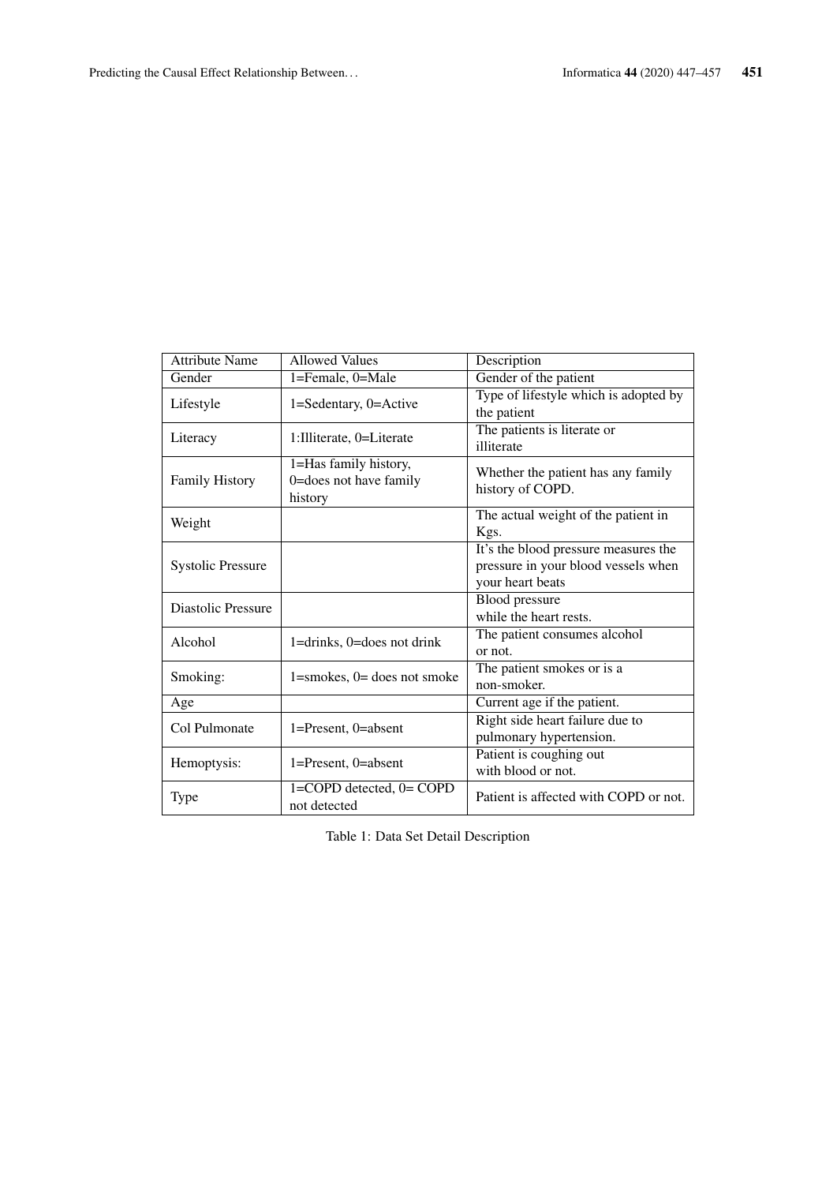| Attribute Name | Allowed Values | Description |
|---|---|---|
| Gender | 1=Female, 0=Male | Gender of the patient |
| Lifestyle | 1=Sedentary, 0=Active | Type of lifestyle which is adopted by the patient |
| Literacy | 1:Illiterate, 0=Literate | The patients is literate or illiterate |
| Family History | 1=Has family history, 0=does not have family history | Whether the patient has any family history of COPD. |
| Weight | | The actual weight of the patient in Kgs. |
| Systolic Pressure | | It's the blood pressure measures the pressure in your blood vessels when your heart beats |
| Diastolic Pressure | | Blood pressure while the heart rests. |
| Alcohol | 1=drinks, 0=does not drink | The patient consumes alcohol or not. |
| Smoking: | 1=smokes, 0= does not smoke | The patient smokes or is a non-smoker. |
| Age | | Current age if the patient. |
| Col Pulmonate | 1=Present, 0=absent | Right side heart failure due to pulmonary hypertension. |
| Hemoptysis: | 1=Present, 0=absent | Patient is coughing out with blood or not. |
| Type | 1=COPD detected, 0= COPD not detected | Patient is affected with COPD or not. |

Table 1: Data Set Detail Description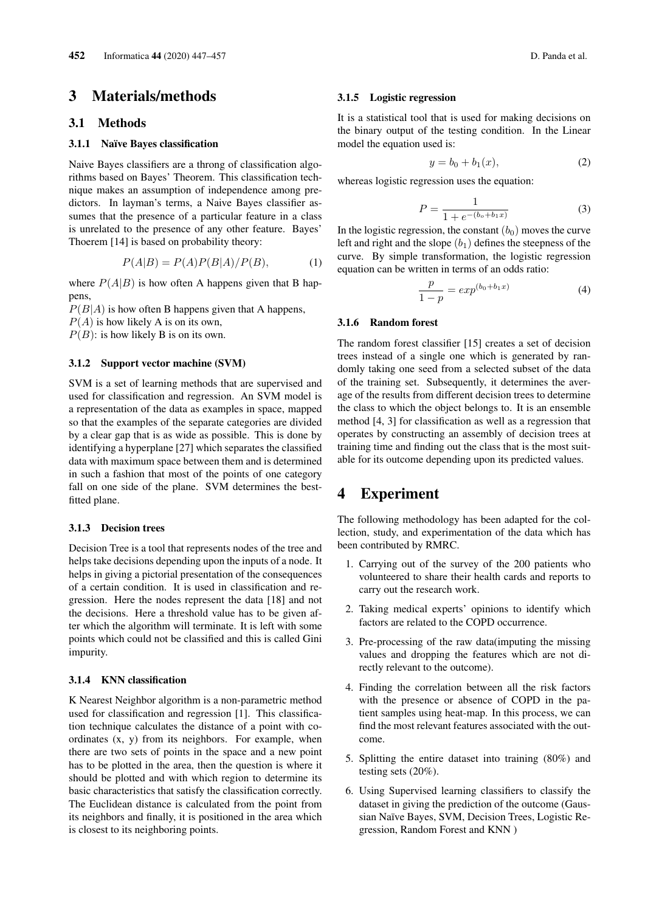# 3 Materials/methods

## 3.1 Methods

### 3.1.1 Naïve Bayes classification

Naive Bayes classifiers are a throng of classification algorithms based on Bayes' Theorem. This classification technique makes an assumption of independence among predictors. In layman's terms, a Naive Bayes classifier assumes that the presence of a particular feature in a class is unrelated to the presence of any other feature. Bayes' Thoerem [14] is based on probability theory:

$$P(A|B) = P(A)P(B|A)/P(B), \tag{1}$$

where $P(A|B)$ is how often A happens given that B happens,
$P(B|A)$ is how often B happens given that A happens,
$P(A)$ is how likely A is on its own,
$P(B)$: is how likely B is on its own.

### 3.1.2 Support vector machine (SVM)

SVM is a set of learning methods that are supervised and used for classification and regression. An SVM model is a representation of the data as examples in space, mapped so that the examples of the separate categories are divided by a clear gap that is as wide as possible. This is done by identifying a hyperplane [27] which separates the classified data with maximum space between them and is determined in such a fashion that most of the points of one category fall on one side of the plane. SVM determines the best-fitted plane.

### 3.1.3 Decision trees

Decision Tree is a tool that represents nodes of the tree and helps take decisions depending upon the inputs of a node. It helps in giving a pictorial presentation of the consequences of a certain condition. It is used in classification and regression. Here the nodes represent the data [18] and not the decisions. Here a threshold value has to be given after which the algorithm will terminate. It is left with some points which could not be classified and this is called Gini impurity.

### 3.1.4 KNN classification

K Nearest Neighbor algorithm is a non-parametric method used for classification and regression [1]. This classification technique calculates the distance of a point with coordinates (x, y) from its neighbors. For example, when there are two sets of points in the space and a new point has to be plotted in the area, then the question is where it should be plotted and with which region to determine its basic characteristics that satisfy the classification correctly. The Euclidean distance is calculated from the point from its neighbors and finally, it is positioned in the area which is closest to its neighboring points.

### 3.1.5 Logistic regression

It is a statistical tool that is used for making decisions on the binary output of the testing condition. In the Linear model the equation used is:

$$y = b_0 + b_1(x), \tag{2}$$

whereas logistic regression uses the equation:

$$P = \frac{1}{1 + e^{-(b_o + b_1 x)}} \tag{3}$$

In the logistic regression, the constant $(b_0)$ moves the curve left and right and the slope $(b_1)$ defines the steepness of the curve. By simple transformation, the logistic regression equation can be written in terms of an odds ratio:

$$\frac{p}{1-p} = exp^{(b_0 + b_1 x)} \tag{4}$$

### 3.1.6 Random forest

The random forest classifier [15] creates a set of decision trees instead of a single one which is generated by randomly taking one seed from a selected subset of the data of the training set. Subsequently, it determines the average of the results from different decision trees to determine the class to which the object belongs to. It is an ensemble method [4, 3] for classification as well as a regression that operates by constructing an assembly of decision trees at training time and finding out the class that is the most suitable for its outcome depending upon its predicted values.

# 4 Experiment

The following methodology has been adapted for the collection, study, and experimentation of the data which has been contributed by RMRC.

1. Carrying out of the survey of the 200 patients who volunteered to share their health cards and reports to carry out the research work.
2. Taking medical experts' opinions to identify which factors are related to the COPD occurrence.
3. Pre-processing of the raw data(imputing the missing values and dropping the features which are not directly relevant to the outcome).
4. Finding the correlation between all the risk factors with the presence or absence of COPD in the patient samples using heat-map. In this process, we can find the most relevant features associated with the outcome.
5. Splitting the entire dataset into training (80%) and testing sets (20%).
6. Using Supervised learning classifiers to classify the dataset in giving the prediction of the outcome (Gaussian Naïve Bayes, SVM, Decision Trees, Logistic Regression, Random Forest and KNN )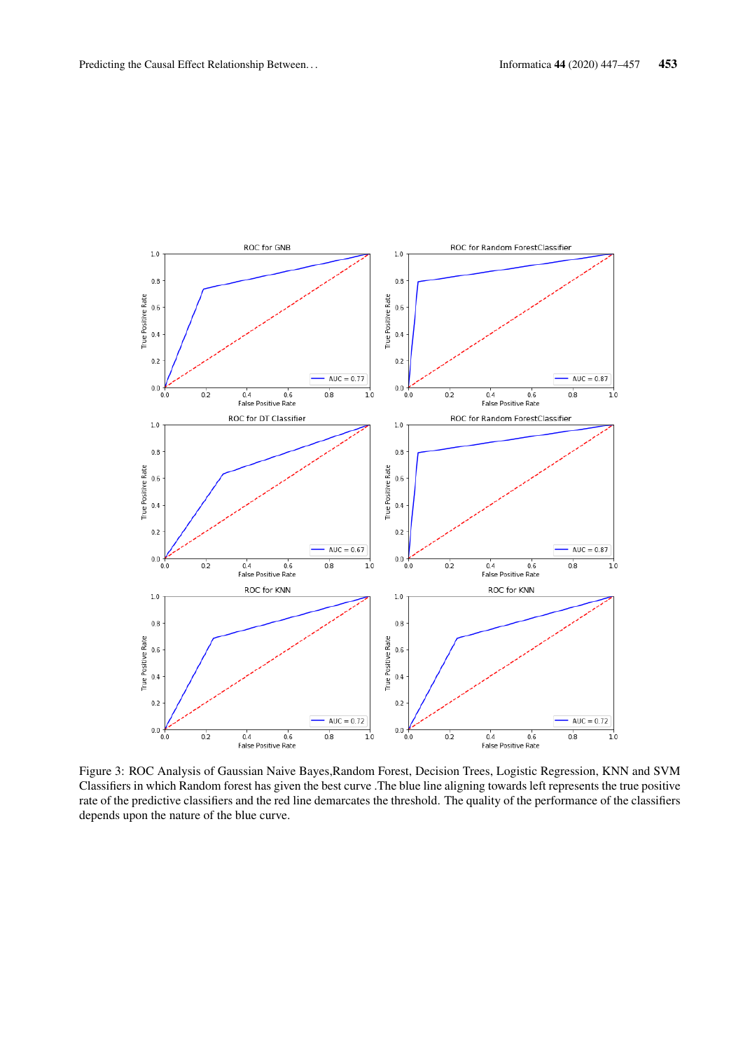Figure 3: ROC Analysis of Gaussian Naive Bayes,Random Forest, Decision Trees, Logistic Regression, KNN and SVM Classifiers in which Random forest has given the best curve .The blue line aligning towards left represents the true positive rate of the predictive classifiers and the red line demarcates the threshold. The quality of the performance of the classifiers depends upon the nature of the blue curve.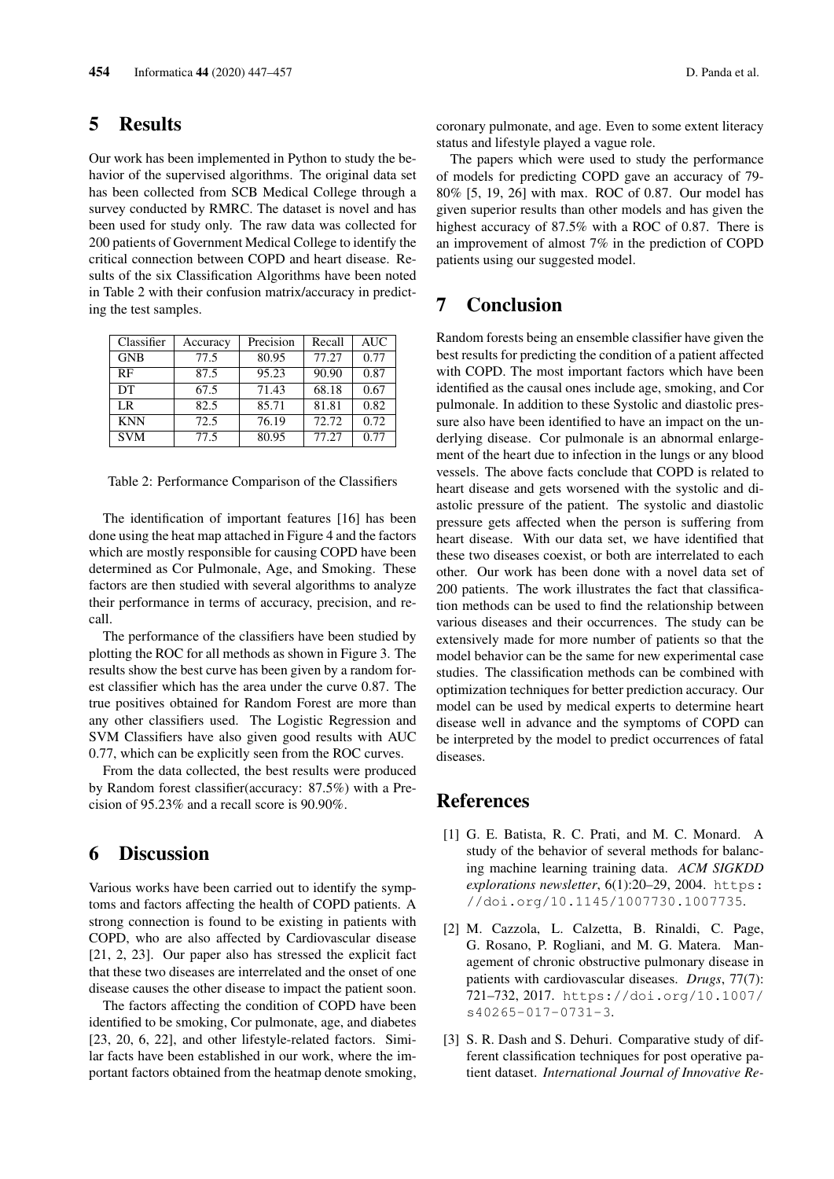## 5 Results

Our work has been implemented in Python to study the behavior of the supervised algorithms. The original data set has been collected from SCB Medical College through a survey conducted by RMRC. The dataset is novel and has been used for study only. The raw data was collected for 200 patients of Government Medical College to identify the critical connection between COPD and heart disease. Results of the six Classification Algorithms have been noted in Table 2 with their confusion matrix/accuracy in predicting the test samples.

| Classifier | Accuracy | Precision | Recall | AUC |
|---|---|---|---|---|
| GNB | 77.5 | 80.95 | 77.27 | 0.77 |
| RF | 87.5 | 95.23 | 90.90 | 0.87 |
| DT | 67.5 | 71.43 | 68.18 | 0.67 |
| LR | 82.5 | 85.71 | 81.81 | 0.82 |
| KNN | 72.5 | 76.19 | 72.72 | 0.72 |
| SVM | 77.5 | 80.95 | 77.27 | 0.77 |

Table 2: Performance Comparison of the Classifiers

The identification of important features [16] has been done using the heat map attached in Figure 4 and the factors which are mostly responsible for causing COPD have been determined as Cor Pulmonale, Age, and Smoking. These factors are then studied with several algorithms to analyze their performance in terms of accuracy, precision, and recall.

The performance of the classifiers have been studied by plotting the ROC for all methods as shown in Figure 3. The results show the best curve has been given by a random forest classifier which has the area under the curve 0.87. The true positives obtained for Random Forest are more than any other classifiers used. The Logistic Regression and SVM Classifiers have also given good results with AUC 0.77, which can be explicitly seen from the ROC curves.

From the data collected, the best results were produced by Random forest classifier(accuracy: 87.5%) with a Precision of 95.23% and a recall score is 90.90%.

## 6 Discussion

Various works have been carried out to identify the symptoms and factors affecting the health of COPD patients. A strong connection is found to be existing in patients with COPD, who are also affected by Cardiovascular disease [21, 2, 23]. Our paper also has stressed the explicit fact that these two diseases are interrelated and the onset of one disease causes the other disease to impact the patient soon.

The factors affecting the condition of COPD have been identified to be smoking, Cor pulmonate, age, and diabetes [23, 20, 6, 22], and other lifestyle-related factors. Similar facts have been established in our work, where the important factors obtained from the heatmap denote smoking, coronary pulmonate, and age. Even to some extent literacy status and lifestyle played a vague role.

The papers which were used to study the performance of models for predicting COPD gave an accuracy of 79-80% [5, 19, 26] with max. ROC of 0.87. Our model has given superior results than other models and has given the highest accuracy of 87.5% with a ROC of 0.87. There is an improvement of almost 7% in the prediction of COPD patients using our suggested model.

## 7 Conclusion

Random forests being an ensemble classifier have given the best results for predicting the condition of a patient affected with COPD. The most important factors which have been identified as the causal ones include age, smoking, and Cor pulmonale. In addition to these Systolic and diastolic pressure also have been identified to have an impact on the underlying disease. Cor pulmonale is an abnormal enlargement of the heart due to infection in the lungs or any blood vessels. The above facts conclude that COPD is related to heart disease and gets worsened with the systolic and diastolic pressure of the patient. The systolic and diastolic pressure gets affected when the person is suffering from heart disease. With our data set, we have identified that these two diseases coexist, or both are interrelated to each other. Our work has been done with a novel data set of 200 patients. The work illustrates the fact that classification methods can be used to find the relationship between various diseases and their occurrences. The study can be extensively made for more number of patients so that the model behavior can be the same for new experimental case studies. The classification methods can be combined with optimization techniques for better prediction accuracy. Our model can be used by medical experts to determine heart disease well in advance and the symptoms of COPD can be interpreted by the model to predict occurrences of fatal diseases.

## References

[1] G. E. Batista, R. C. Prati, and M. C. Monard. A study of the behavior of several methods for balancing machine learning training data. *ACM SIGKDD explorations newsletter*, 6(1):20–29, 2004. https://doi.org/10.1145/1007730.1007735.

[2] M. Cazzola, L. Calzetta, B. Rinaldi, C. Page, G. Rosano, P. Rogliani, and M. G. Matera. Management of chronic obstructive pulmonary disease in patients with cardiovascular diseases. *Drugs*, 77(7): 721–732, 2017. https://doi.org/10.1007/s40265-017-0731-3.

[3] S. R. Dash and S. Dehuri. Comparative study of different classification techniques for post operative patient dataset. *International Journal of Innovative Re-*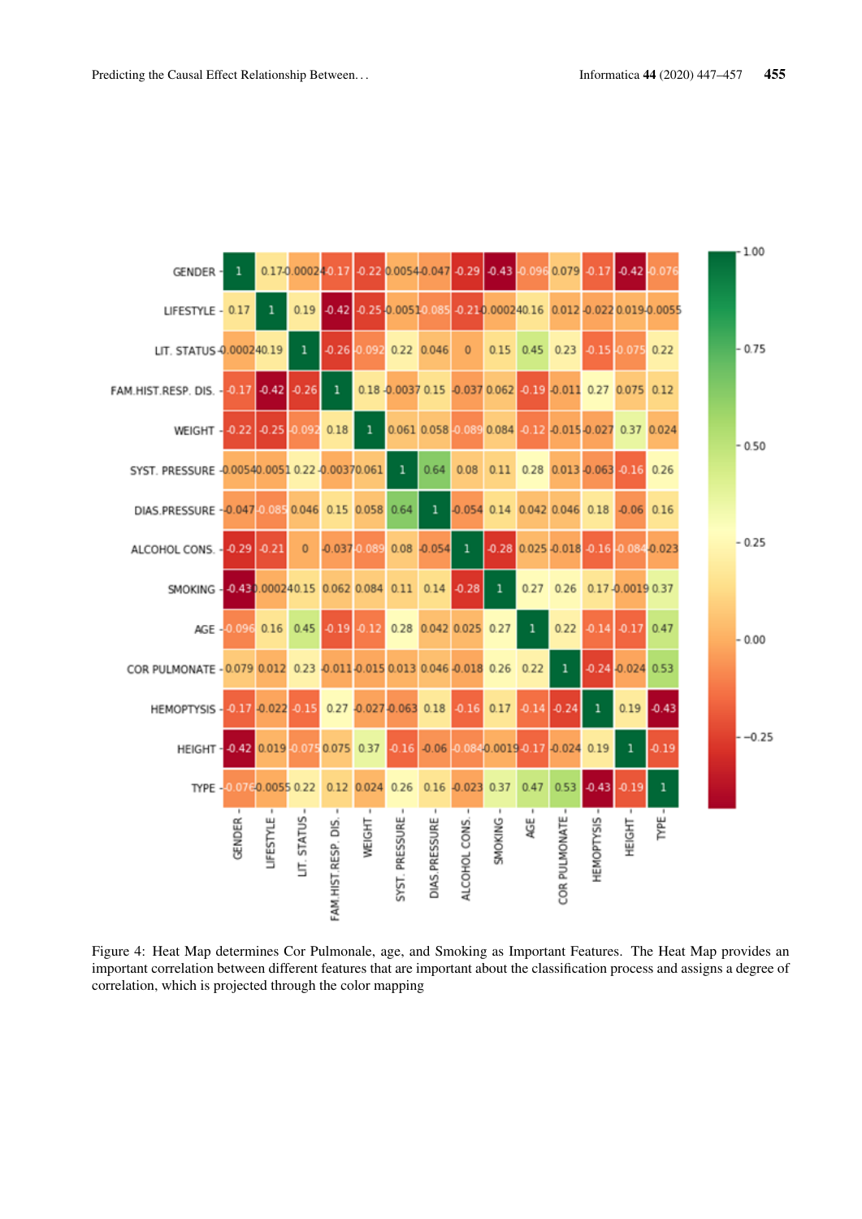Figure 4: Heat Map determines Cor Pulmonale, age, and Smoking as Important Features. The Heat Map provides an important correlation between different features that are important about the classification process and assigns a degree of correlation, which is projected through the color mapping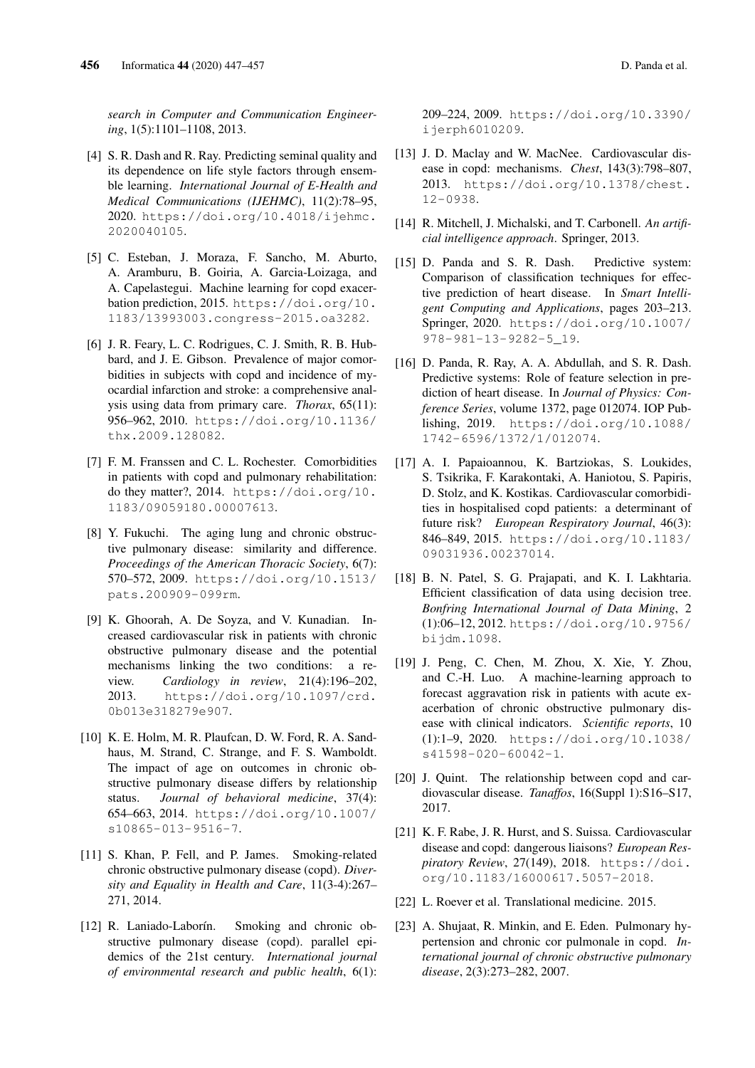*search in Computer and Communication Engineering*, 1(5):1101–1108, 2013.

[4] S. R. Dash and R. Ray. Predicting seminal quality and its dependence on life style factors through ensemble learning. *International Journal of E-Health and Medical Communications (IJEHMC)*, 11(2):78–95, 2020. https://doi.org/10.4018/ijehmc.2020040105.

[5] C. Esteban, J. Moraza, F. Sancho, M. Aburto, A. Aramburu, B. Goiria, A. Garcia-Loizaga, and A. Capelastegui. Machine learning for copd exacerbation prediction, 2015. https://doi.org/10.1183/13993003.congress-2015.oa3282.

[6] J. R. Feary, L. C. Rodrigues, C. J. Smith, R. B. Hubbard, and J. E. Gibson. Prevalence of major comorbidities in subjects with copd and incidence of myocardial infarction and stroke: a comprehensive analysis using data from primary care. *Thorax*, 65(11): 956–962, 2010. https://doi.org/10.1136/thx.2009.128082.

[7] F. M. Franssen and C. L. Rochester. Comorbidities in patients with copd and pulmonary rehabilitation: do they matter?, 2014. https://doi.org/10.1183/09059180.00007613.

[8] Y. Fukuchi. The aging lung and chronic obstructive pulmonary disease: similarity and difference. *Proceedings of the American Thoracic Society*, 6(7): 570–572, 2009. https://doi.org/10.1513/pats.200909-099rm.

[9] K. Ghoorah, A. De Soyza, and V. Kunadian. Increased cardiovascular risk in patients with chronic obstructive pulmonary disease and the potential mechanisms linking the two conditions: a review. *Cardiology in review*, 21(4):196–202, 2013. https://doi.org/10.1097/crd.0b013e318279e907.

[10] K. E. Holm, M. R. Plaufcan, D. W. Ford, R. A. Sandhaus, M. Strand, C. Strange, and F. S. Wamboldt. The impact of age on outcomes in chronic obstructive pulmonary disease differs by relationship status. *Journal of behavioral medicine*, 37(4): 654–663, 2014. https://doi.org/10.1007/s10865-013-9516-7.

[11] S. Khan, P. Fell, and P. James. Smoking-related chronic obstructive pulmonary disease (copd). *Diversity and Equality in Health and Care*, 11(3-4):267–271, 2014.

[12] R. Laniado-Laborín. Smoking and chronic obstructive pulmonary disease (copd). parallel epidemics of the 21st century. *International journal of environmental research and public health*, 6(1): 209–224, 2009. https://doi.org/10.3390/ijerph6010209.

[13] J. D. Maclay and W. MacNee. Cardiovascular disease in copd: mechanisms. *Chest*, 143(3):798–807, 2013. https://doi.org/10.1378/chest.12-0938.

[14] R. Mitchell, J. Michalski, and T. Carbonell. *An artificial intelligence approach*. Springer, 2013.

[15] D. Panda and S. R. Dash. Predictive system: Comparison of classification techniques for effective prediction of heart disease. In *Smart Intelligent Computing and Applications*, pages 203–213. Springer, 2020. https://doi.org/10.1007/978-981-13-9282-5_19.

[16] D. Panda, R. Ray, A. A. Abdullah, and S. R. Dash. Predictive systems: Role of feature selection in prediction of heart disease. In *Journal of Physics: Conference Series*, volume 1372, page 012074. IOP Publishing, 2019. https://doi.org/10.1088/1742-6596/1372/1/012074.

[17] A. I. Papaioannou, K. Bartziokas, S. Loukides, S. Tsikrika, F. Karakontaki, A. Haniotou, S. Papiris, D. Stolz, and K. Kostikas. Cardiovascular comorbidities in hospitalised copd patients: a determinant of future risk? *European Respiratory Journal*, 46(3): 846–849, 2015. https://doi.org/10.1183/09031936.00237014.

[18] B. N. Patel, S. G. Prajapati, and K. I. Lakhtaria. Efficient classification of data using decision tree. *Bonfring International Journal of Data Mining*, 2 (1):06–12, 2012. https://doi.org/10.9756/bijdm.1098.

[19] J. Peng, C. Chen, M. Zhou, X. Xie, Y. Zhou, and C.-H. Luo. A machine-learning approach to forecast aggravation risk in patients with acute exacerbation of chronic obstructive pulmonary disease with clinical indicators. *Scientific reports*, 10 (1):1–9, 2020. https://doi.org/10.1038/s41598-020-60042-1.

[20] J. Quint. The relationship between copd and cardiovascular disease. *Tanaffos*, 16(Suppl 1):S16–S17, 2017.

[21] K. F. Rabe, J. R. Hurst, and S. Suissa. Cardiovascular disease and copd: dangerous liaisons? *European Respiratory Review*, 27(149), 2018. https://doi.org/10.1183/16000617.5057-2018.

[22] L. Roever et al. Translational medicine. 2015.

[23] A. Shujaat, R. Minkin, and E. Eden. Pulmonary hypertension and chronic cor pulmonale in copd. *International journal of chronic obstructive pulmonary disease*, 2(3):273–282, 2007.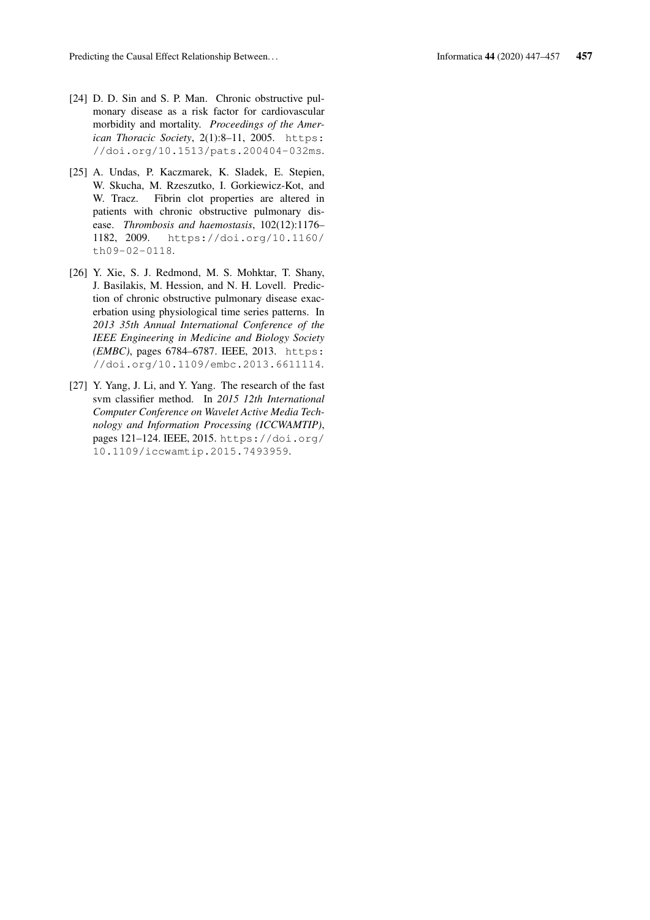[24] D. D. Sin and S. P. Man. Chronic obstructive pulmonary disease as a risk factor for cardiovascular morbidity and mortality. *Proceedings of the American Thoracic Society*, 2(1):8–11, 2005. https://doi.org/10.1513/pats.200404-032ms.

[25] A. Undas, P. Kaczmarek, K. Sladek, E. Stepien, W. Skucha, M. Rzeszutko, I. Gorkiewicz-Kot, and W. Tracz. Fibrin clot properties are altered in patients with chronic obstructive pulmonary disease. *Thrombosis and haemostasis*, 102(12):1176–1182, 2009. https://doi.org/10.1160/th09-02-0118.

[26] Y. Xie, S. J. Redmond, M. S. Mohktar, T. Shany, J. Basilakis, M. Hession, and N. H. Lovell. Prediction of chronic obstructive pulmonary disease exacerbation using physiological time series patterns. In *2013 35th Annual International Conference of the IEEE Engineering in Medicine and Biology Society (EMBC)*, pages 6784–6787. IEEE, 2013. https://doi.org/10.1109/embc.2013.6611114.

[27] Y. Yang, J. Li, and Y. Yang. The research of the fast svm classifier method. In *2015 12th International Computer Conference on Wavelet Active Media Technology and Information Processing (ICCWAMTIP)*, pages 121–124. IEEE, 2015. https://doi.org/10.1109/iccwamtip.2015.7493959.